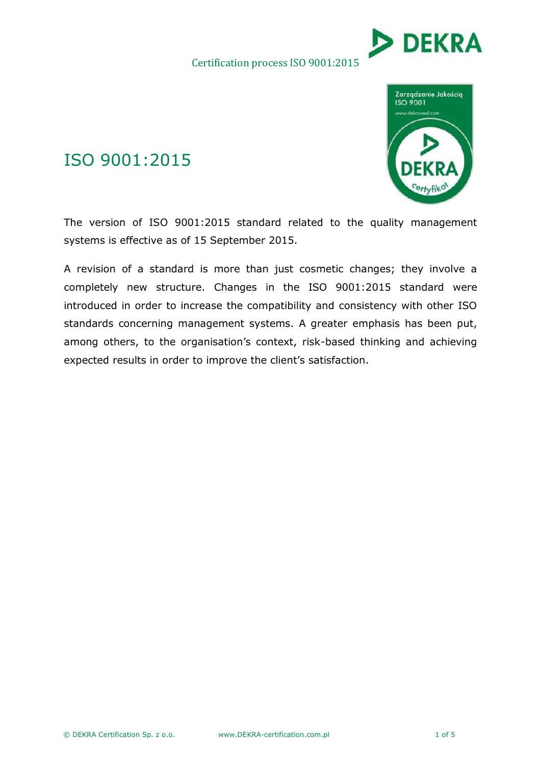# ISO 9001:2015

The version of ISO 9001:2015 standard related to the quality management systems is effective as of 15 September 2015.

A revision of a standard is more than just cosmetic changes; they involve a completely new structure. Changes in the ISO 9001:2015 standard were introduced in order to increase the compatibility and consistency with other ISO standards concerning management systems. A greater emphasis has been put, among others, to the organisation's context, risk-based thinking and achieving expected results in order to improve the client's satisfaction.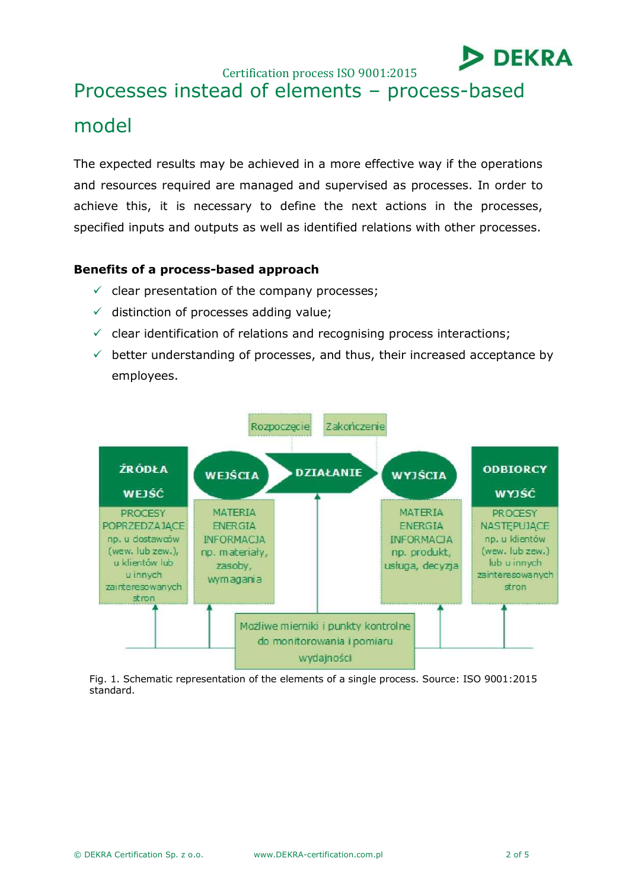# Processes instead of elements – process-based model

The expected results may be achieved in a more effective way if the operations and resources required are managed and supervised as processes. In order to achieve this, it is necessary to define the next actions in the processes, specified inputs and outputs as well as identified relations with other processes.

**Benefits of a process-based approach**

- ✓ clear presentation of the company processes;
- ✓ distinction of processes adding value;
- ✓ clear identification of relations and recognising process interactions;
- ✓ better understanding of processes, and thus, their increased acceptance by employees.

Rozpoczęcie | Zakończenie

| ŹRÓDŁA WEJŚĆ | WEJŚCIA | DZIAŁANIE | WYJŚCIA | ODBIORCY WYJŚĆ |
|---|---|---|---|---|
| PROCESY POPRZEDZAJĄCE np. u dostawców (wew. lub zew.), u klientów lub u innych zainteresowanych stron | MATERIA ENERGIA INFORMACJA np. materiały, zasoby, wymagania | | MATERIA ENERGIA INFORMACJA np. produkt, usługa, decyzja | PROCESY NASTĘPUJĄCE np. u klientów (wew. lub zew.) lub u innych zainteresowanych stron |

Możliwe mierniki i punkty kontrolne do monitorowania i pomiaru wydajności

Fig. 1. Schematic representation of the elements of a single process. Source: ISO 9001:2015 standard.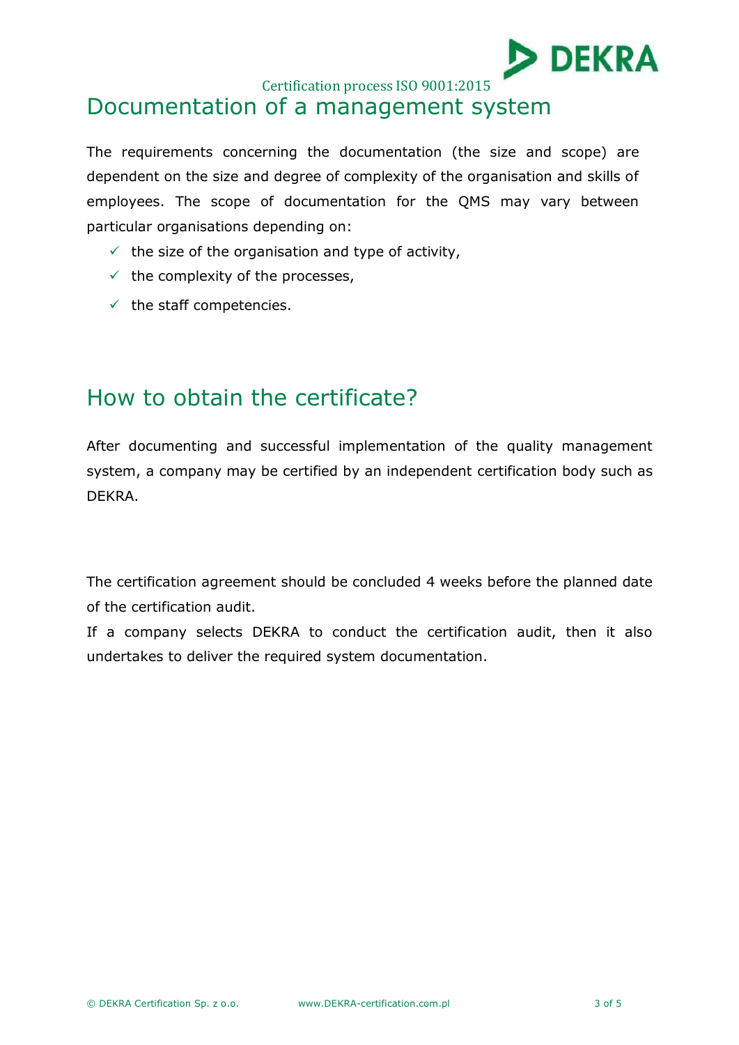# Documentation of a management system

The requirements concerning the documentation (the size and scope) are dependent on the size and degree of complexity of the organisation and skills of employees. The scope of documentation for the QMS may vary between particular organisations depending on:

- ✓ the size of the organisation and type of activity,
- ✓ the complexity of the processes,
- ✓ the staff competencies.

# How to obtain the certificate?

After documenting and successful implementation of the quality management system, a company may be certified by an independent certification body such as DEKRA.

The certification agreement should be concluded 4 weeks before the planned date of the certification audit.

If a company selects DEKRA to conduct the certification audit, then it also undertakes to deliver the required system documentation.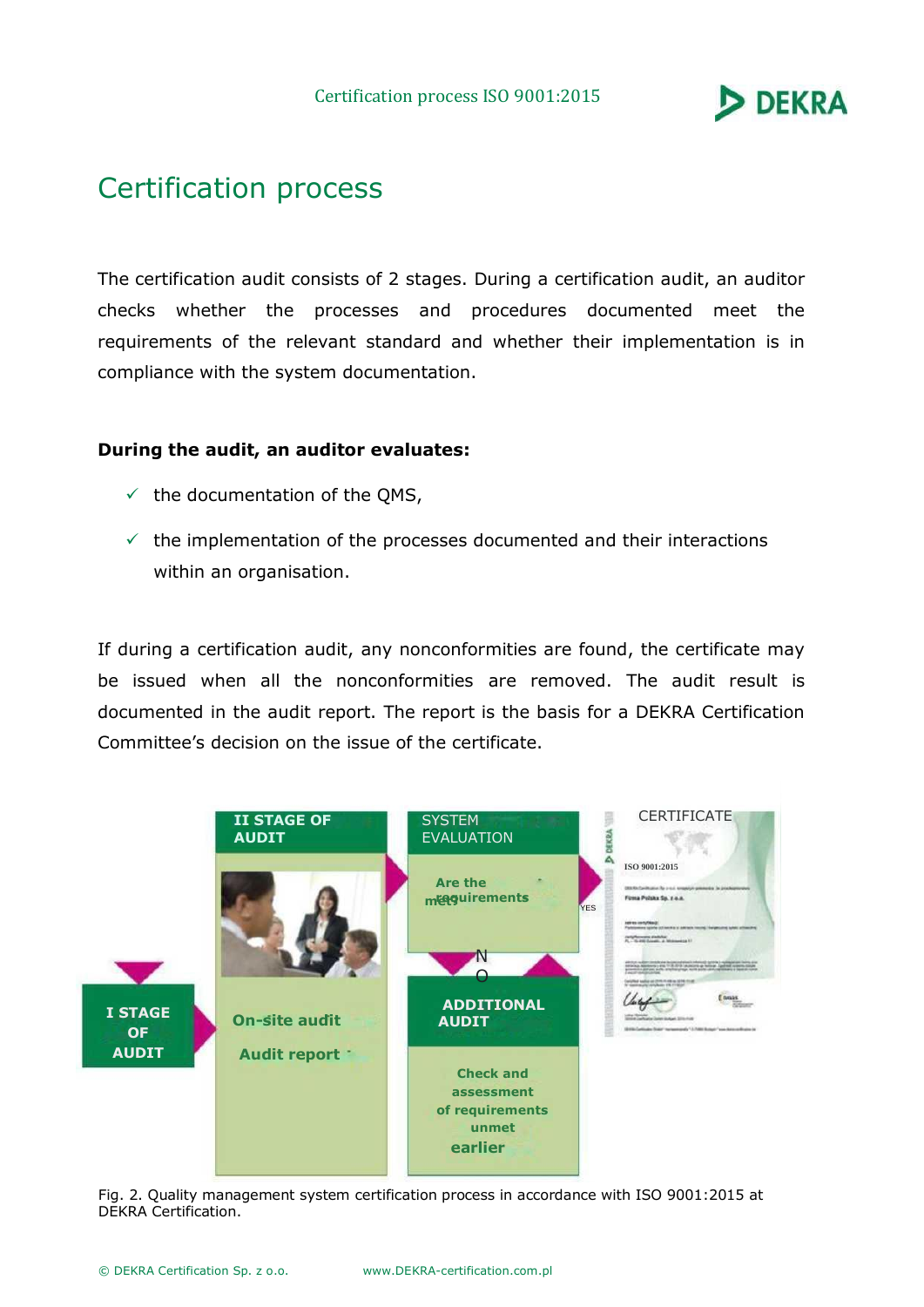# Certification process

The certification audit consists of 2 stages. During a certification audit, an auditor checks whether the processes and procedures documented meet the requirements of the relevant standard and whether their implementation is in compliance with the system documentation.

**During the audit, an auditor evaluates:**

- ✓ the documentation of the QMS,
- ✓ the implementation of the processes documented and their interactions within an organisation.

If during a certification audit, any nonconformities are found, the certificate may be issued when all the nonconformities are removed. The audit result is documented in the audit report. The report is the basis for a DEKRA Certification Committee's decision on the issue of the certificate.

I STAGE OF AUDIT

II STAGE OF AUDIT

On-site audit

Audit report

SYSTEM EVALUATION

Are the requirements met?

YES

NO

ADDITIONAL AUDIT

Check and assessment of requirements unmet earlier

CERTIFICATE

Fig. 2. Quality management system certification process in accordance with ISO 9001:2015 at DEKRA Certification.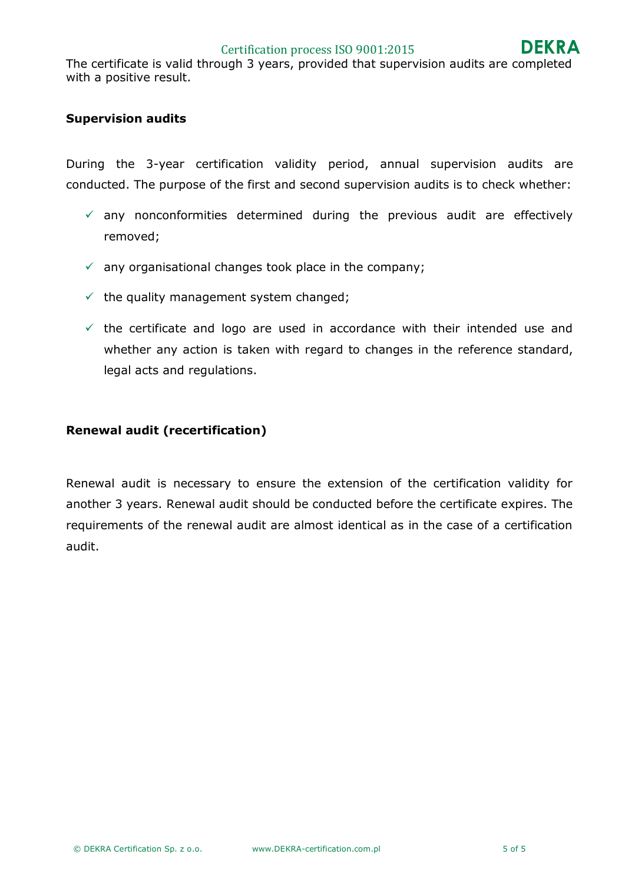The certificate is valid through 3 years, provided that supervision audits are completed with a positive result.

**Supervision audits**

During the 3-year certification validity period, annual supervision audits are conducted. The purpose of the first and second supervision audits is to check whether:

- ✓ any nonconformities determined during the previous audit are effectively removed;
- ✓ any organisational changes took place in the company;
- ✓ the quality management system changed;
- ✓ the certificate and logo are used in accordance with their intended use and whether any action is taken with regard to changes in the reference standard, legal acts and regulations.

**Renewal audit (recertification)**

Renewal audit is necessary to ensure the extension of the certification validity for another 3 years. Renewal audit should be conducted before the certificate expires. The requirements of the renewal audit are almost identical as in the case of a certification audit.